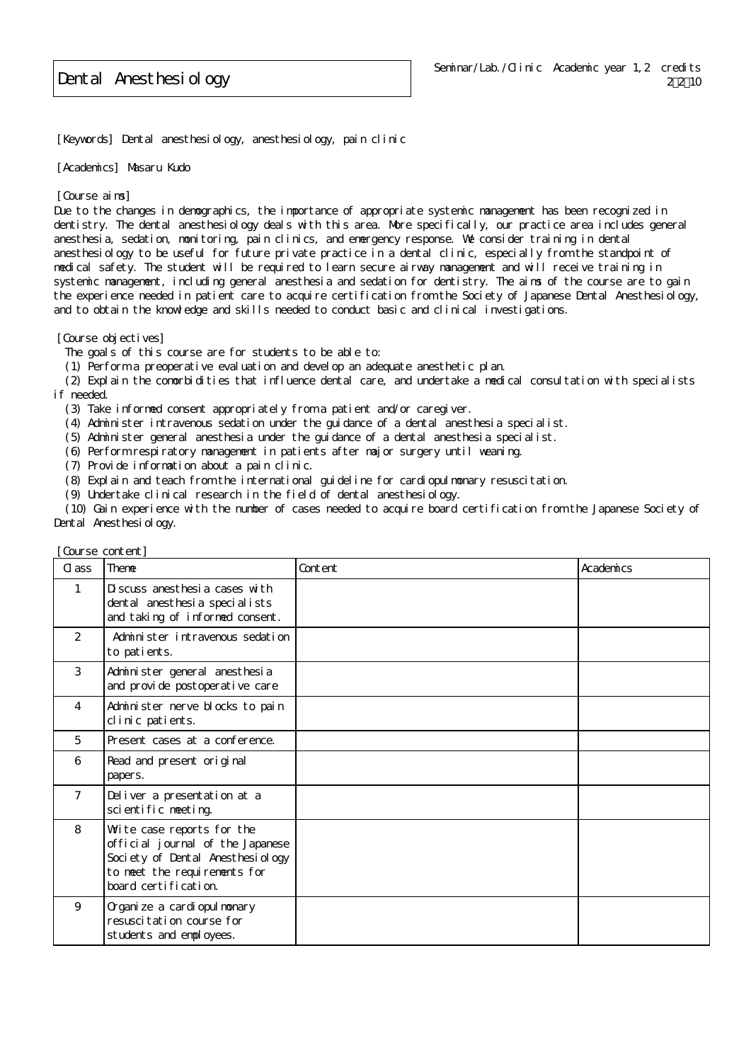# Dental Anesthesiology

Seminar/Lab./Clinic　Academic year 1,2　credits
2～2～10

[Keywords] Dental anesthesiology, anesthesiology, pain clinic

[Academics] Masaru Kudo

[Course aims]

Due to the changes in demographics, the importance of appropriate systemic management has been recognized in dentistry. The dental anesthesiology deals with this area. More specifically, our practice area includes general anesthesia, sedation, monitoring, pain clinics, and emergency response. We consider training in dental anesthesiology to be useful for future private practice in a dental clinic, especially from the standpoint of medical safety. The student will be required to learn secure airway management and will receive training in systemic management, including general anesthesia and sedation for dentistry. The aims of the course are to gain the experience needed in patient care to acquire certification from the Society of Japanese Dental Anesthesiology, and to obtain the knowledge and skills needed to conduct basic and clinical investigations.

[Course objectives]

The goals of this course are for students to be able to:

(1) Perform a preoperative evaluation and develop an adequate anesthetic plan.
(2) Explain the comorbidities that influence dental care, and undertake a medical consultation with specialists if needed.
(3) Take informed consent appropriately from a patient and/or caregiver.
(4) Administer intravenous sedation under the guidance of a dental anesthesia specialist.
(5) Administer general anesthesia under the guidance of a dental anesthesia specialist.
(6) Perform respiratory management in patients after major surgery until weaning.
(7) Provide information about a pain clinic.
(8) Explain and teach from the international guideline for cardiopulmonary resuscitation.
(9) Undertake clinical research in the field of dental anesthesiology.
(10) Gain experience with the number of cases needed to acquire board certification from the Japanese Society of Dental Anesthesiology.

[Course content]

| Class | Theme | Content | Academics |
|---|---|---|---|
| 1 | Discuss anesthesia cases with dental anesthesia specialists and taking of informed consent. | | |
| 2 | Administer intravenous sedation to patients. | | |
| 3 | Administer general anesthesia and provide postoperative care | | |
| 4 | Administer nerve blocks to pain clinic patients. | | |
| 5 | Present cases at a conference. | | |
| 6 | Read and present original papers. | | |
| 7 | Deliver a presentation at a scientific meeting. | | |
| 8 | Write case reports for the official journal of the Japanese Society of Dental Anesthesiology to meet the requirements for board certification. | | |
| 9 | Organize a cardiopulmonary resuscitation course for students and employees. | | |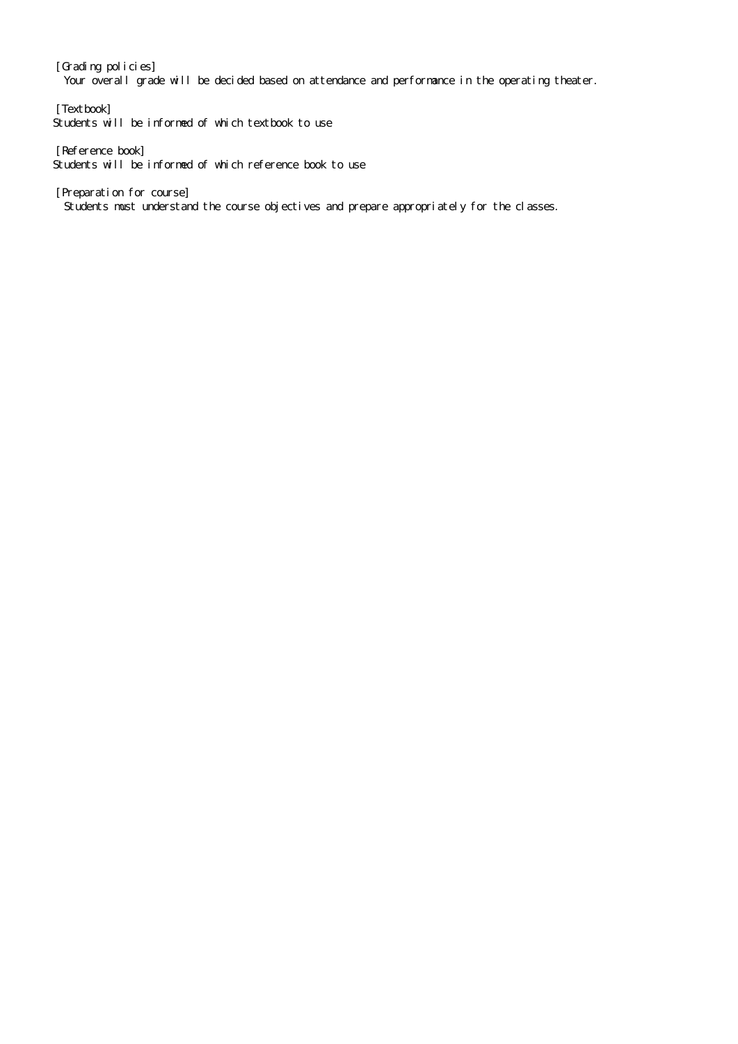[Grading policies]
Your overall grade will be decided based on attendance and performance in the operating theater.

[Textbook]
Students will be informed of which textbook to use

[Reference book]
Students will be informed of which reference book to use

[Preparation for course]
Students must understand the course objectives and prepare appropriately for the classes.